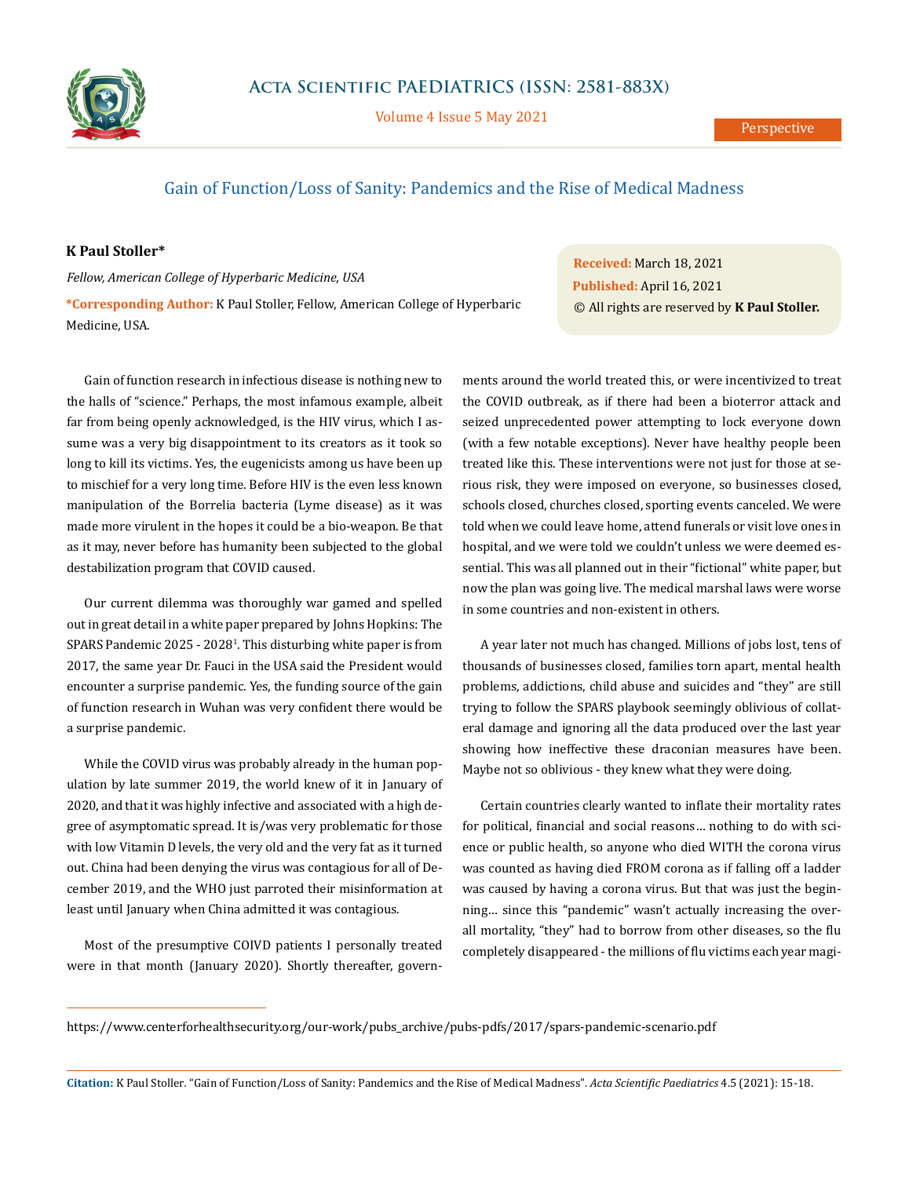Perspective

# Gain of Function/Loss of Sanity: Pandemics and the Rise of Medical Madness

**K Paul Stoller***

*Fellow, American College of Hyperbaric Medicine, USA*

***Corresponding Author:** K Paul Stoller, Fellow, American College of Hyperbaric Medicine, USA.

**Received:** March 18, 2021
**Published:** April 16, 2021
© All rights are reserved by **K Paul Stoller.**

Gain of function research in infectious disease is nothing new to the halls of "science." Perhaps, the most infamous example, albeit far from being openly acknowledged, is the HIV virus, which I assume was a very big disappointment to its creators as it took so long to kill its victims. Yes, the eugenicists among us have been up to mischief for a very long time. Before HIV is the even less known manipulation of the Borrelia bacteria (Lyme disease) as it was made more virulent in the hopes it could be a bio-weapon. Be that as it may, never before has humanity been subjected to the global destabilization program that COVID caused.

Our current dilemma was thoroughly war gamed and spelled out in great detail in a white paper prepared by Johns Hopkins: The SPARS Pandemic 2025 - 2028[1]. This disturbing white paper is from 2017, the same year Dr. Fauci in the USA said the President would encounter a surprise pandemic. Yes, the funding source of the gain of function research in Wuhan was very confident there would be a surprise pandemic.

While the COVID virus was probably already in the human population by late summer 2019, the world knew of it in January of 2020, and that it was highly infective and associated with a high degree of asymptomatic spread. It is/was very problematic for those with low Vitamin D levels, the very old and the very fat as it turned out. China had been denying the virus was contagious for all of December 2019, and the WHO just parroted their misinformation at least until January when China admitted it was contagious.

Most of the presumptive COIVD patients I personally treated were in that month (January 2020). Shortly thereafter, governments around the world treated this, or were incentivized to treat the COVID outbreak, as if there had been a bioterror attack and seized unprecedented power attempting to lock everyone down (with a few notable exceptions). Never have healthy people been treated like this. These interventions were not just for those at serious risk, they were imposed on everyone, so businesses closed, schools closed, churches closed, sporting events canceled. We were told when we could leave home, attend funerals or visit love ones in hospital, and we were told we couldn't unless we were deemed essential. This was all planned out in their "fictional" white paper, but now the plan was going live. The medical marshal laws were worse in some countries and non-existent in others.

A year later not much has changed. Millions of jobs lost, tens of thousands of businesses closed, families torn apart, mental health problems, addictions, child abuse and suicides and "they" are still trying to follow the SPARS playbook seemingly oblivious of collateral damage and ignoring all the data produced over the last year showing how ineffective these draconian measures have been. Maybe not so oblivious - they knew what they were doing.

Certain countries clearly wanted to inflate their mortality rates for political, financial and social reasons… nothing to do with science or public health, so anyone who died WITH the corona virus was counted as having died FROM corona as if falling off a ladder was caused by having a corona virus. But that was just the beginning… since this "pandemic" wasn't actually increasing the overall mortality, "they" had to borrow from other diseases, so the flu completely disappeared - the millions of flu victims each year magi-

[1] https://www.centerforhealthsecurity.org/our-work/pubs_archive/pubs-pdfs/2017/spars-pandemic-scenario.pdf

**Citation:** K Paul Stoller. "Gain of Function/Loss of Sanity: Pandemics and the Rise of Medical Madness". *Acta Scientific Paediatrics* 4.5 (2021): 15-18.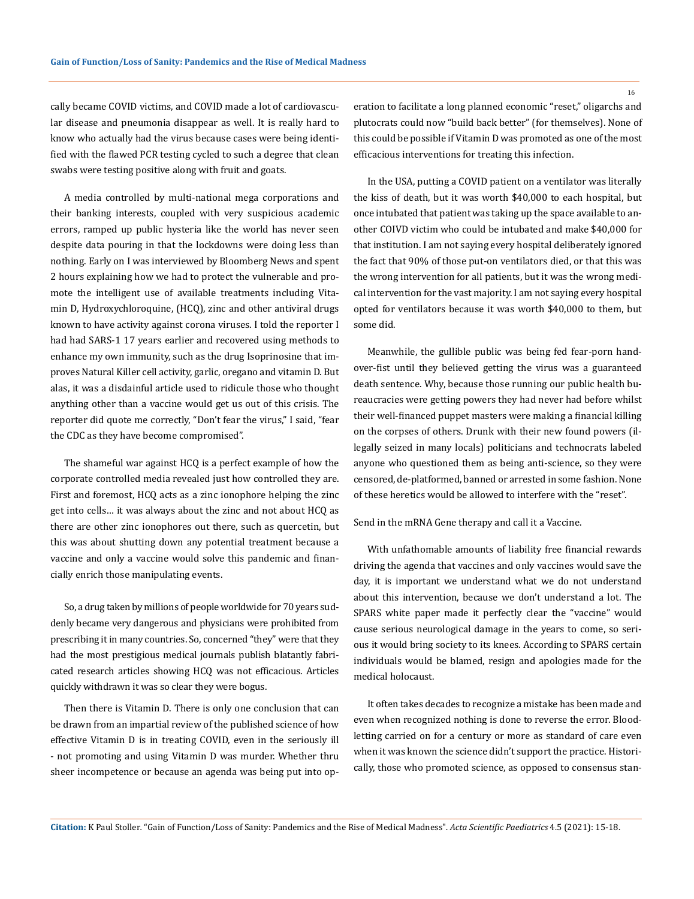cally became COVID victims, and COVID made a lot of cardiovascular disease and pneumonia disappear as well. It is really hard to know who actually had the virus because cases were being identified with the flawed PCR testing cycled to such a degree that clean swabs were testing positive along with fruit and goats.

A media controlled by multi-national mega corporations and their banking interests, coupled with very suspicious academic errors, ramped up public hysteria like the world has never seen despite data pouring in that the lockdowns were doing less than nothing. Early on I was interviewed by Bloomberg News and spent 2 hours explaining how we had to protect the vulnerable and promote the intelligent use of available treatments including Vitamin D, Hydroxychloroquine, (HCQ), zinc and other antiviral drugs known to have activity against corona viruses. I told the reporter I had had SARS-1 17 years earlier and recovered using methods to enhance my own immunity, such as the drug Isoprinosine that improves Natural Killer cell activity, garlic, oregano and vitamin D. But alas, it was a disdainful article used to ridicule those who thought anything other than a vaccine would get us out of this crisis. The reporter did quote me correctly, "Don't fear the virus," I said, "fear the CDC as they have become compromised".

The shameful war against HCQ is a perfect example of how the corporate controlled media revealed just how controlled they are. First and foremost, HCQ acts as a zinc ionophore helping the zinc get into cells… it was always about the zinc and not about HCQ as there are other zinc ionophores out there, such as quercetin, but this was about shutting down any potential treatment because a vaccine and only a vaccine would solve this pandemic and financially enrich those manipulating events.

So, a drug taken by millions of people worldwide for 70 years suddenly became very dangerous and physicians were prohibited from prescribing it in many countries. So, concerned "they" were that they had the most prestigious medical journals publish blatantly fabricated research articles showing HCQ was not efficacious. Articles quickly withdrawn it was so clear they were bogus.

Then there is Vitamin D. There is only one conclusion that can be drawn from an impartial review of the published science of how effective Vitamin D is in treating COVID, even in the seriously ill - not promoting and using Vitamin D was murder. Whether thru sheer incompetence or because an agenda was being put into operation to facilitate a long planned economic "reset," oligarchs and plutocrats could now "build back better" (for themselves). None of this could be possible if Vitamin D was promoted as one of the most efficacious interventions for treating this infection.

In the USA, putting a COVID patient on a ventilator was literally the kiss of death, but it was worth $40,000 to each hospital, but once intubated that patient was taking up the space available to another COIVD victim who could be intubated and make $40,000 for that institution. I am not saying every hospital deliberately ignored the fact that 90% of those put-on ventilators died, or that this was the wrong intervention for all patients, but it was the wrong medical intervention for the vast majority. I am not saying every hospital opted for ventilators because it was worth $40,000 to them, but some did.

Meanwhile, the gullible public was being fed fear-porn hand-over-fist until they believed getting the virus was a guaranteed death sentence. Why, because those running our public health bureaucracies were getting powers they had never had before whilst their well-financed puppet masters were making a financial killing on the corpses of others. Drunk with their new found powers (illegally seized in many locals) politicians and technocrats labeled anyone who questioned them as being anti-science, so they were censored, de-platformed, banned or arrested in some fashion. None of these heretics would be allowed to interfere with the "reset".

Send in the mRNA Gene therapy and call it a Vaccine.

With unfathomable amounts of liability free financial rewards driving the agenda that vaccines and only vaccines would save the day, it is important we understand what we do not understand about this intervention, because we don't understand a lot. The SPARS white paper made it perfectly clear the "vaccine" would cause serious neurological damage in the years to come, so serious it would bring society to its knees. According to SPARS certain individuals would be blamed, resign and apologies made for the medical holocaust.

It often takes decades to recognize a mistake has been made and even when recognized nothing is done to reverse the error. Bloodletting carried on for a century or more as standard of care even when it was known the science didn't support the practice. Historically, those who promoted science, as opposed to consensus stan-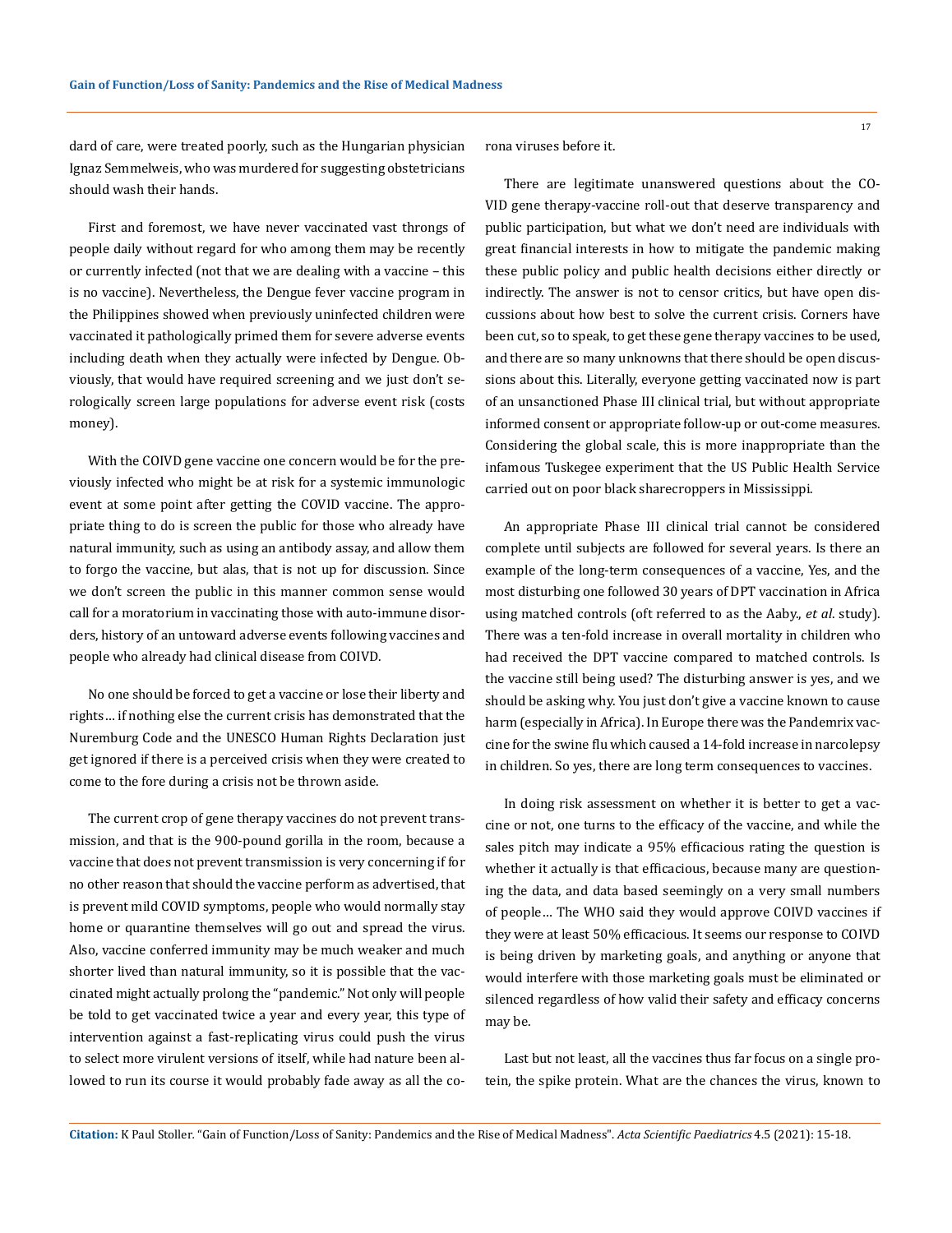dard of care, were treated poorly, such as the Hungarian physician Ignaz Semmelweis, who was murdered for suggesting obstetricians should wash their hands.

First and foremost, we have never vaccinated vast throngs of people daily without regard for who among them may be recently or currently infected (not that we are dealing with a vaccine – this is no vaccine). Nevertheless, the Dengue fever vaccine program in the Philippines showed when previously uninfected children were vaccinated it pathologically primed them for severe adverse events including death when they actually were infected by Dengue. Obviously, that would have required screening and we just don't serologically screen large populations for adverse event risk (costs money).

With the COIVD gene vaccine one concern would be for the previously infected who might be at risk for a systemic immunologic event at some point after getting the COVID vaccine. The appropriate thing to do is screen the public for those who already have natural immunity, such as using an antibody assay, and allow them to forgo the vaccine, but alas, that is not up for discussion. Since we don't screen the public in this manner common sense would call for a moratorium in vaccinating those with auto-immune disorders, history of an untoward adverse events following vaccines and people who already had clinical disease from COIVD.

No one should be forced to get a vaccine or lose their liberty and rights… if nothing else the current crisis has demonstrated that the Nuremburg Code and the UNESCO Human Rights Declaration just get ignored if there is a perceived crisis when they were created to come to the fore during a crisis not be thrown aside.

The current crop of gene therapy vaccines do not prevent transmission, and that is the 900-pound gorilla in the room, because a vaccine that does not prevent transmission is very concerning if for no other reason that should the vaccine perform as advertised, that is prevent mild COVID symptoms, people who would normally stay home or quarantine themselves will go out and spread the virus. Also, vaccine conferred immunity may be much weaker and much shorter lived than natural immunity, so it is possible that the vaccinated might actually prolong the "pandemic." Not only will people be told to get vaccinated twice a year and every year, this type of intervention against a fast-replicating virus could push the virus to select more virulent versions of itself, while had nature been allowed to run its course it would probably fade away as all the corona viruses before it.

There are legitimate unanswered questions about the COVID gene therapy-vaccine roll-out that deserve transparency and public participation, but what we don't need are individuals with great financial interests in how to mitigate the pandemic making these public policy and public health decisions either directly or indirectly. The answer is not to censor critics, but have open discussions about how best to solve the current crisis. Corners have been cut, so to speak, to get these gene therapy vaccines to be used, and there are so many unknowns that there should be open discussions about this. Literally, everyone getting vaccinated now is part of an unsanctioned Phase III clinical trial, but without appropriate informed consent or appropriate follow-up or out-come measures. Considering the global scale, this is more inappropriate than the infamous Tuskegee experiment that the US Public Health Service carried out on poor black sharecroppers in Mississippi.

An appropriate Phase III clinical trial cannot be considered complete until subjects are followed for several years. Is there an example of the long-term consequences of a vaccine, Yes, and the most disturbing one followed 30 years of DPT vaccination in Africa using matched controls (oft referred to as the Aaby., *et al*. study). There was a ten-fold increase in overall mortality in children who had received the DPT vaccine compared to matched controls. Is the vaccine still being used? The disturbing answer is yes, and we should be asking why. You just don't give a vaccine known to cause harm (especially in Africa). In Europe there was the Pandemrix vaccine for the swine flu which caused a 14-fold increase in narcolepsy in children. So yes, there are long term consequences to vaccines.

In doing risk assessment on whether it is better to get a vaccine or not, one turns to the efficacy of the vaccine, and while the sales pitch may indicate a 95% efficacious rating the question is whether it actually is that efficacious, because many are questioning the data, and data based seemingly on a very small numbers of people… The WHO said they would approve COIVD vaccines if they were at least 50% efficacious. It seems our response to COIVD is being driven by marketing goals, and anything or anyone that would interfere with those marketing goals must be eliminated or silenced regardless of how valid their safety and efficacy concerns may be.

Last but not least, all the vaccines thus far focus on a single protein, the spike protein. What are the chances the virus, known to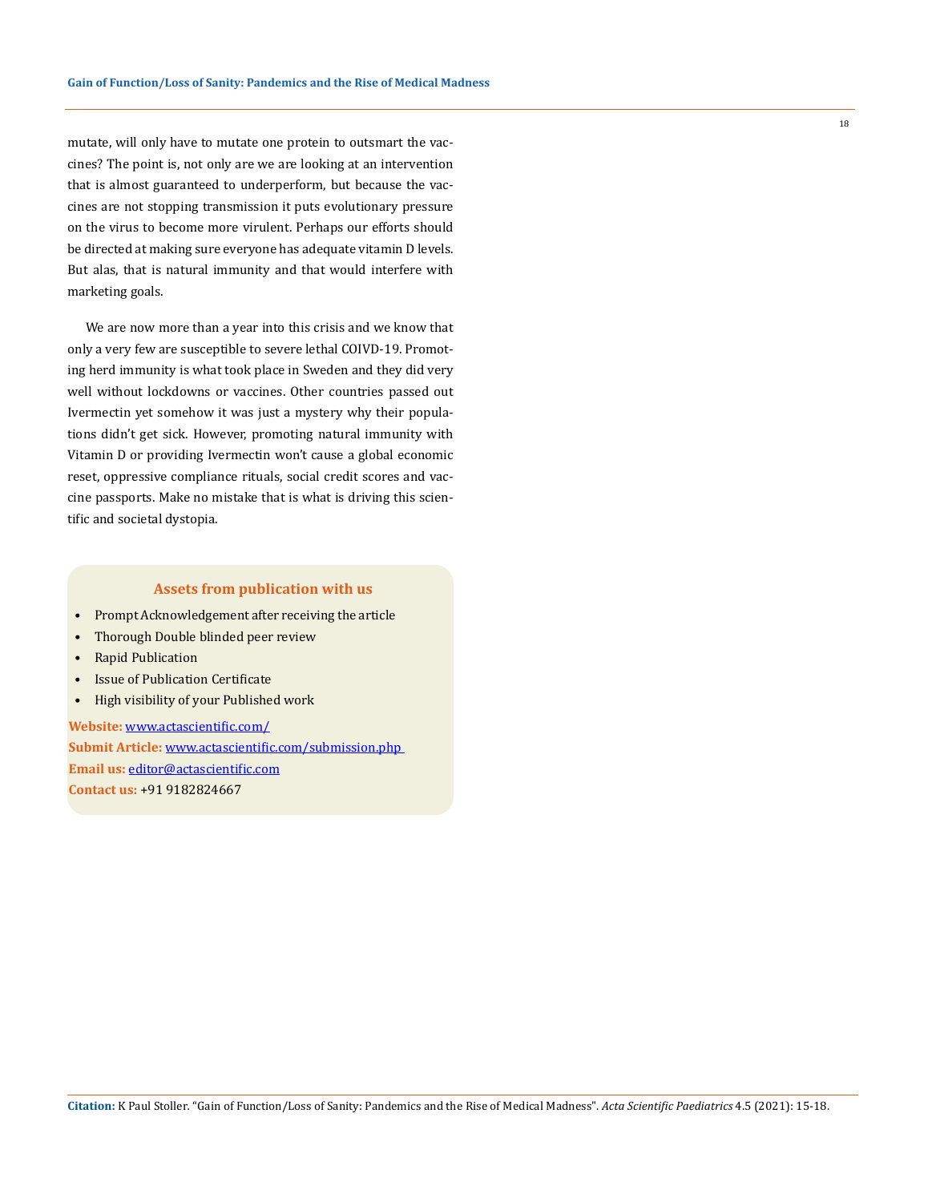mutate, will only have to mutate one protein to outsmart the vaccines? The point is, not only are we are looking at an intervention that is almost guaranteed to underperform, but because the vaccines are not stopping transmission it puts evolutionary pressure on the virus to become more virulent. Perhaps our efforts should be directed at making sure everyone has adequate vitamin D levels. But alas, that is natural immunity and that would interfere with marketing goals.

We are now more than a year into this crisis and we know that only a very few are susceptible to severe lethal COIVD-19. Promoting herd immunity is what took place in Sweden and they did very well without lockdowns or vaccines. Other countries passed out Ivermectin yet somehow it was just a mystery why their populations didn't get sick. However, promoting natural immunity with Vitamin D or providing Ivermectin won't cause a global economic reset, oppressive compliance rituals, social credit scores and vaccine passports. Make no mistake that is what is driving this scientific and societal dystopia.

### Assets from publication with us

- Prompt Acknowledgement after receiving the article
- Thorough Double blinded peer review
- Rapid Publication
- Issue of Publication Certificate
- High visibility of your Published work

**Website:** www.actascientific.com/
**Submit Article:** www.actascientific.com/submission.php
**Email us:** editor@actascientific.com
**Contact us:** +91 9182824667